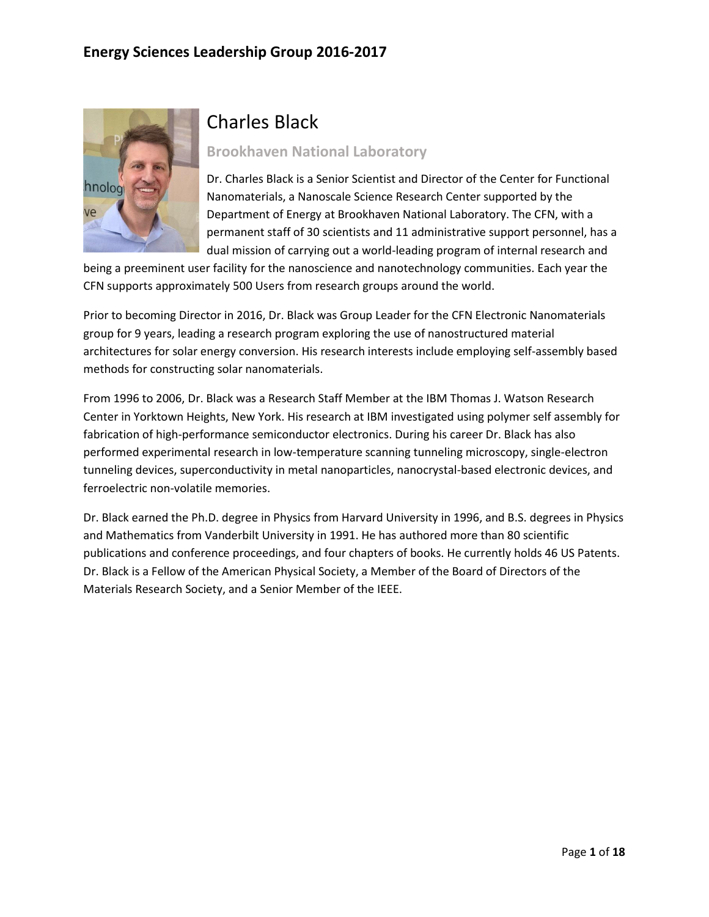# Charles Black

## Brookhaven National Laboratory

Dr. Charles Black is a Senior Scientist and Director of the Center for Functional Nanomaterials, a Nanoscale Science Research Center supported by the Department of Energy at Brookhaven National Laboratory. The CFN, with a permanent staff of 30 scientists and 11 administrative support personnel, has a dual mission of carrying out a world-leading program of internal research and being a preeminent user facility for the nanoscience and nanotechnology communities. Each year the CFN supports approximately 500 Users from research groups around the world.

Prior to becoming Director in 2016, Dr. Black was Group Leader for the CFN Electronic Nanomaterials group for 9 years, leading a research program exploring the use of nanostructured material architectures for solar energy conversion. His research interests include employing self-assembly based methods for constructing solar nanomaterials.

From 1996 to 2006, Dr. Black was a Research Staff Member at the IBM Thomas J. Watson Research Center in Yorktown Heights, New York. His research at IBM investigated using polymer self assembly for fabrication of high-performance semiconductor electronics. During his career Dr. Black has also performed experimental research in low-temperature scanning tunneling microscopy, single-electron tunneling devices, superconductivity in metal nanoparticles, nanocrystal-based electronic devices, and ferroelectric non-volatile memories.

Dr. Black earned the Ph.D. degree in Physics from Harvard University in 1996, and B.S. degrees in Physics and Mathematics from Vanderbilt University in 1991. He has authored more than 80 scientific publications and conference proceedings, and four chapters of books. He currently holds 46 US Patents. Dr. Black is a Fellow of the American Physical Society, a Member of the Board of Directors of the Materials Research Society, and a Senior Member of the IEEE.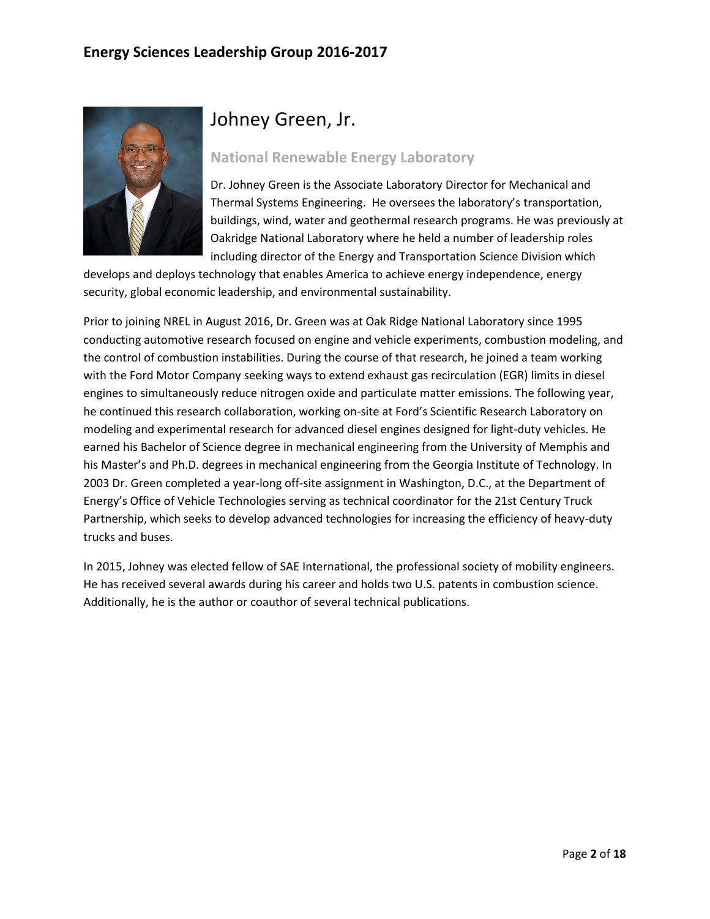# Johney Green, Jr.

## National Renewable Energy Laboratory

Dr. Johney Green is the Associate Laboratory Director for Mechanical and Thermal Systems Engineering. He oversees the laboratory's transportation, buildings, wind, water and geothermal research programs. He was previously at Oakridge National Laboratory where he held a number of leadership roles including director of the Energy and Transportation Science Division which develops and deploys technology that enables America to achieve energy independence, energy security, global economic leadership, and environmental sustainability.

Prior to joining NREL in August 2016, Dr. Green was at Oak Ridge National Laboratory since 1995 conducting automotive research focused on engine and vehicle experiments, combustion modeling, and the control of combustion instabilities. During the course of that research, he joined a team working with the Ford Motor Company seeking ways to extend exhaust gas recirculation (EGR) limits in diesel engines to simultaneously reduce nitrogen oxide and particulate matter emissions. The following year, he continued this research collaboration, working on-site at Ford's Scientific Research Laboratory on modeling and experimental research for advanced diesel engines designed for light-duty vehicles. He earned his Bachelor of Science degree in mechanical engineering from the University of Memphis and his Master's and Ph.D. degrees in mechanical engineering from the Georgia Institute of Technology. In 2003 Dr. Green completed a year-long off-site assignment in Washington, D.C., at the Department of Energy's Office of Vehicle Technologies serving as technical coordinator for the 21st Century Truck Partnership, which seeks to develop advanced technologies for increasing the efficiency of heavy-duty trucks and buses.

In 2015, Johney was elected fellow of SAE International, the professional society of mobility engineers. He has received several awards during his career and holds two U.S. patents in combustion science. Additionally, he is the author or coauthor of several technical publications.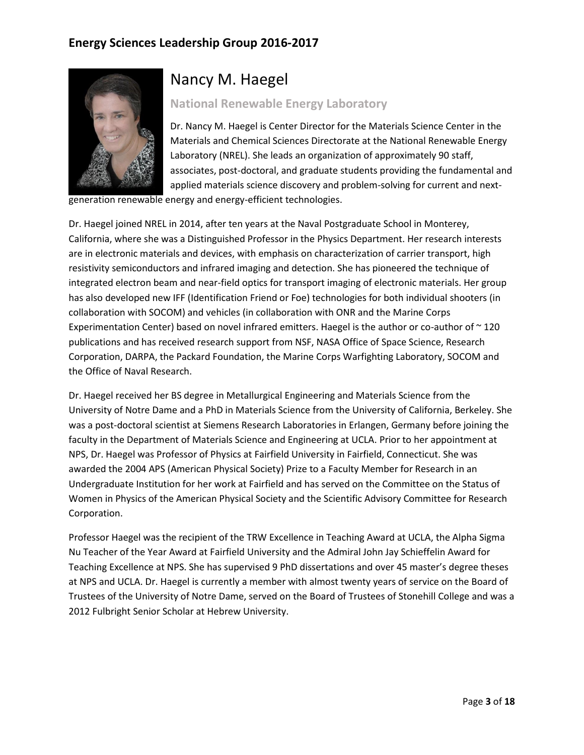# Nancy M. Haegel

### National Renewable Energy Laboratory

Dr. Nancy M. Haegel is Center Director for the Materials Science Center in the Materials and Chemical Sciences Directorate at the National Renewable Energy Laboratory (NREL). She leads an organization of approximately 90 staff, associates, post-doctoral, and graduate students providing the fundamental and applied materials science discovery and problem-solving for current and next-generation renewable energy and energy-efficient technologies.

Dr. Haegel joined NREL in 2014, after ten years at the Naval Postgraduate School in Monterey, California, where she was a Distinguished Professor in the Physics Department. Her research interests are in electronic materials and devices, with emphasis on characterization of carrier transport, high resistivity semiconductors and infrared imaging and detection. She has pioneered the technique of integrated electron beam and near-field optics for transport imaging of electronic materials. Her group has also developed new IFF (Identification Friend or Foe) technologies for both individual shooters (in collaboration with SOCOM) and vehicles (in collaboration with ONR and the Marine Corps Experimentation Center) based on novel infrared emitters. Haegel is the author or co-author of ~ 120 publications and has received research support from NSF, NASA Office of Space Science, Research Corporation, DARPA, the Packard Foundation, the Marine Corps Warfighting Laboratory, SOCOM and the Office of Naval Research.

Dr. Haegel received her BS degree in Metallurgical Engineering and Materials Science from the University of Notre Dame and a PhD in Materials Science from the University of California, Berkeley. She was a post-doctoral scientist at Siemens Research Laboratories in Erlangen, Germany before joining the faculty in the Department of Materials Science and Engineering at UCLA. Prior to her appointment at NPS, Dr. Haegel was Professor of Physics at Fairfield University in Fairfield, Connecticut. She was awarded the 2004 APS (American Physical Society) Prize to a Faculty Member for Research in an Undergraduate Institution for her work at Fairfield and has served on the Committee on the Status of Women in Physics of the American Physical Society and the Scientific Advisory Committee for Research Corporation.

Professor Haegel was the recipient of the TRW Excellence in Teaching Award at UCLA, the Alpha Sigma Nu Teacher of the Year Award at Fairfield University and the Admiral John Jay Schieffelin Award for Teaching Excellence at NPS. She has supervised 9 PhD dissertations and over 45 master's degree theses at NPS and UCLA. Dr. Haegel is currently a member with almost twenty years of service on the Board of Trustees of the University of Notre Dame, served on the Board of Trustees of Stonehill College and was a 2012 Fulbright Senior Scholar at Hebrew University.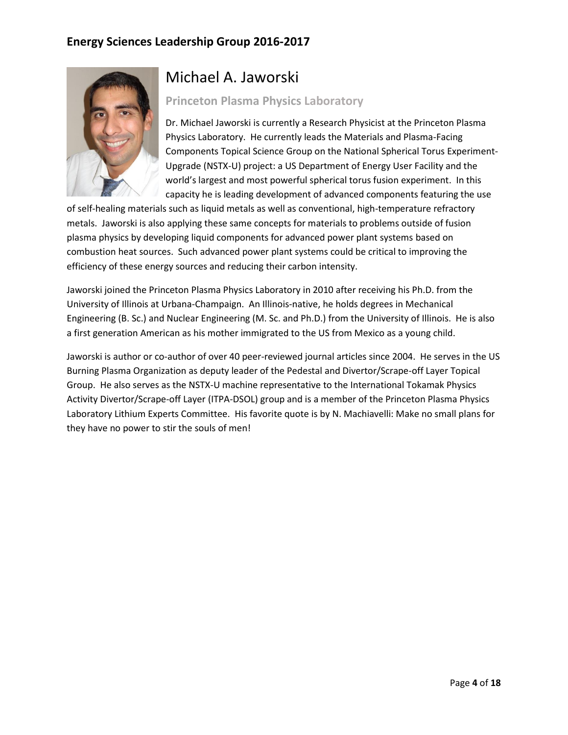# Energy Sciences Leadership Group 2016-2017

## Michael A. Jaworski

### Princeton Plasma Physics Laboratory

Dr. Michael Jaworski is currently a Research Physicist at the Princeton Plasma Physics Laboratory. He currently leads the Materials and Plasma-Facing Components Topical Science Group on the National Spherical Torus Experiment-Upgrade (NSTX-U) project: a US Department of Energy User Facility and the world's largest and most powerful spherical torus fusion experiment. In this capacity he is leading development of advanced components featuring the use of self-healing materials such as liquid metals as well as conventional, high-temperature refractory metals. Jaworski is also applying these same concepts for materials to problems outside of fusion plasma physics by developing liquid components for advanced power plant systems based on combustion heat sources. Such advanced power plant systems could be critical to improving the efficiency of these energy sources and reducing their carbon intensity.

Jaworski joined the Princeton Plasma Physics Laboratory in 2010 after receiving his Ph.D. from the University of Illinois at Urbana-Champaign. An Illinois-native, he holds degrees in Mechanical Engineering (B. Sc.) and Nuclear Engineering (M. Sc. and Ph.D.) from the University of Illinois. He is also a first generation American as his mother immigrated to the US from Mexico as a young child.

Jaworski is author or co-author of over 40 peer-reviewed journal articles since 2004. He serves in the US Burning Plasma Organization as deputy leader of the Pedestal and Divertor/Scrape-off Layer Topical Group. He also serves as the NSTX-U machine representative to the International Tokamak Physics Activity Divertor/Scrape-off Layer (ITPA-DSOL) group and is a member of the Princeton Plasma Physics Laboratory Lithium Experts Committee. His favorite quote is by N. Machiavelli: Make no small plans for they have no power to stir the souls of men!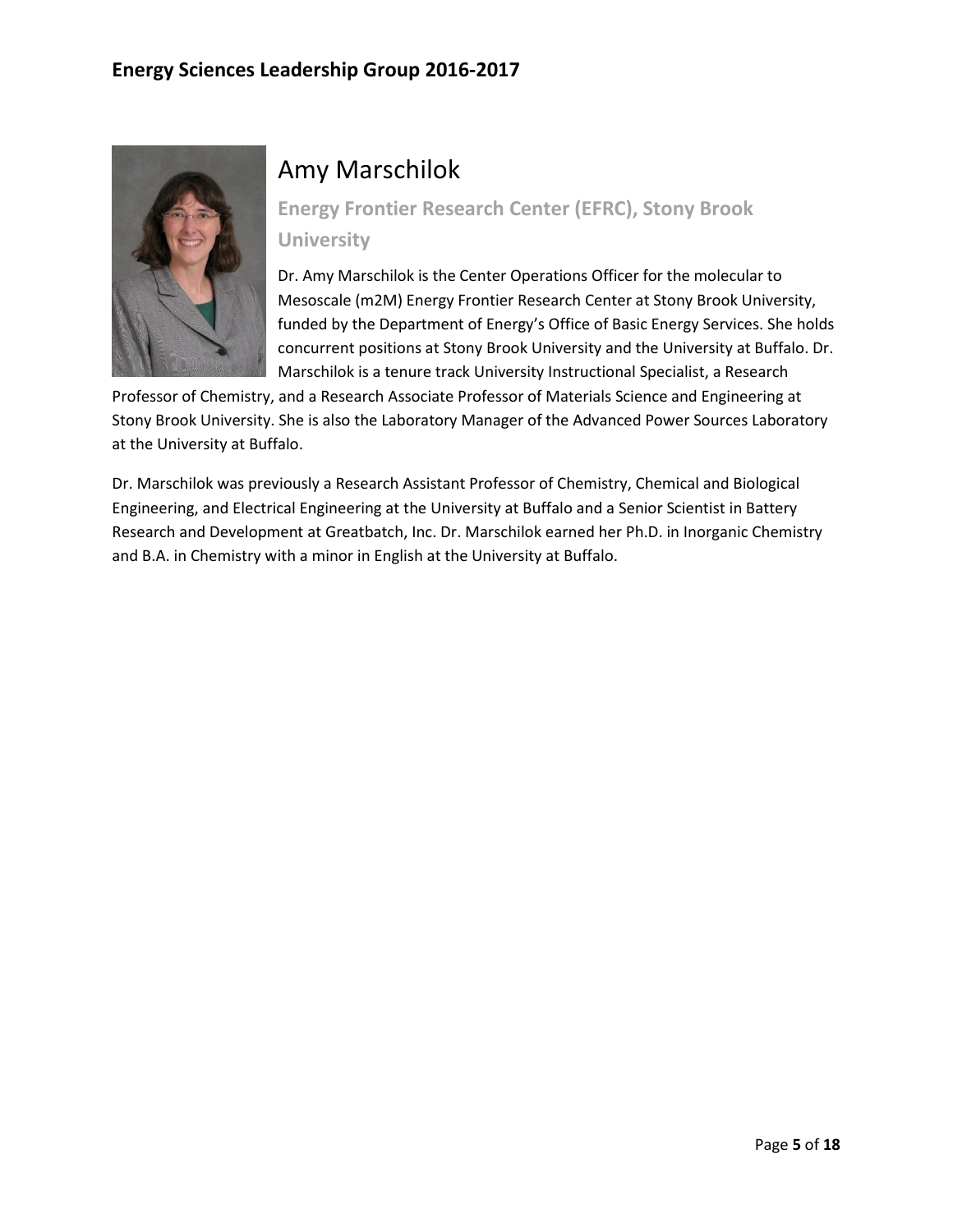## Amy Marschilok

### Energy Frontier Research Center (EFRC), Stony Brook University

Dr. Amy Marschilok is the Center Operations Officer for the molecular to Mesoscale (m2M) Energy Frontier Research Center at Stony Brook University, funded by the Department of Energy's Office of Basic Energy Services. She holds concurrent positions at Stony Brook University and the University at Buffalo. Dr. Marschilok is a tenure track University Instructional Specialist, a Research Professor of Chemistry, and a Research Associate Professor of Materials Science and Engineering at Stony Brook University. She is also the Laboratory Manager of the Advanced Power Sources Laboratory at the University at Buffalo.

Dr. Marschilok was previously a Research Assistant Professor of Chemistry, Chemical and Biological Engineering, and Electrical Engineering at the University at Buffalo and a Senior Scientist in Battery Research and Development at Greatbatch, Inc. Dr. Marschilok earned her Ph.D. in Inorganic Chemistry and B.A. in Chemistry with a minor in English at the University at Buffalo.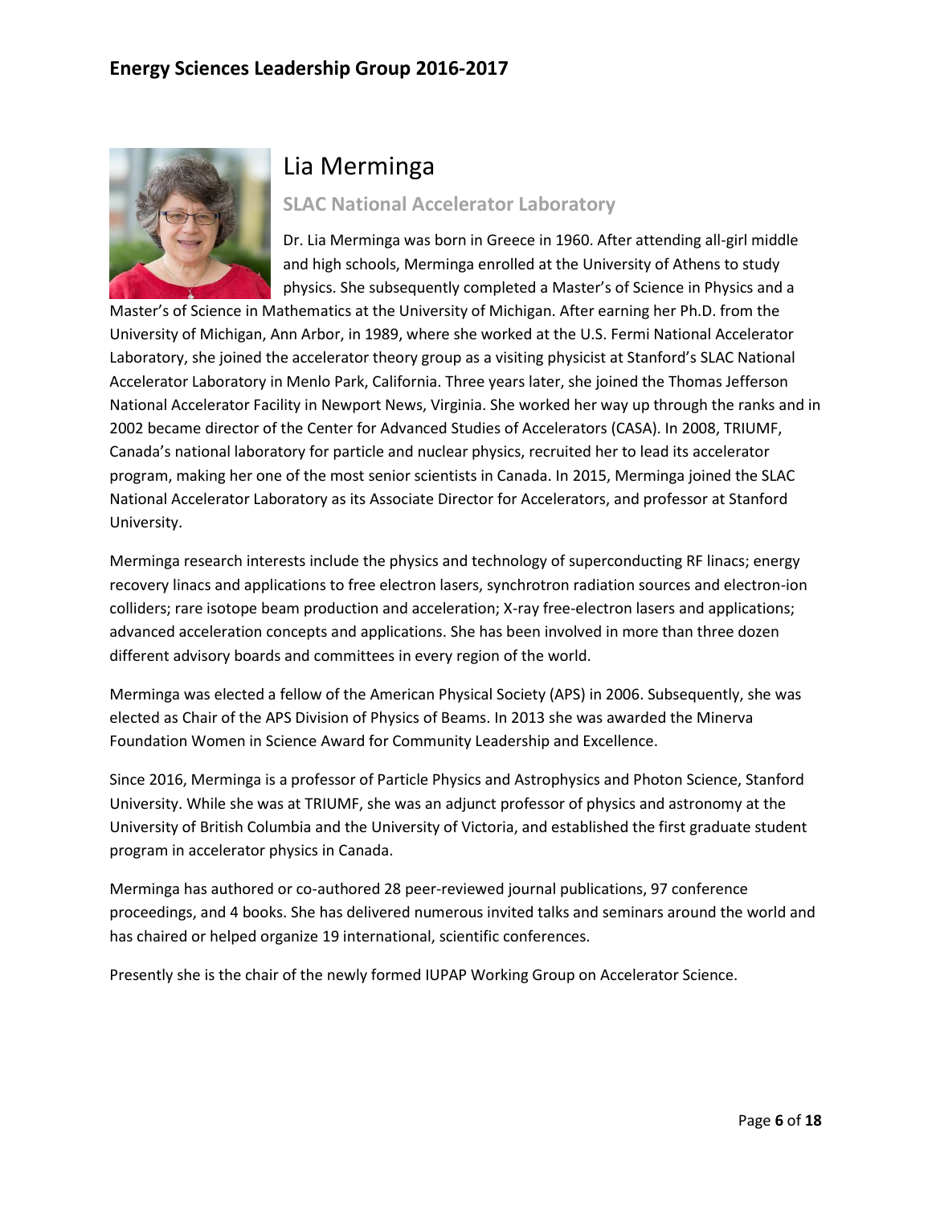# Lia Merminga

### SLAC National Accelerator Laboratory

Dr. Lia Merminga was born in Greece in 1960. After attending all-girl middle and high schools, Merminga enrolled at the University of Athens to study physics. She subsequently completed a Master's of Science in Physics and a Master's of Science in Mathematics at the University of Michigan. After earning her Ph.D. from the University of Michigan, Ann Arbor, in 1989, where she worked at the U.S. Fermi National Accelerator Laboratory, she joined the accelerator theory group as a visiting physicist at Stanford's SLAC National Accelerator Laboratory in Menlo Park, California. Three years later, she joined the Thomas Jefferson National Accelerator Facility in Newport News, Virginia. She worked her way up through the ranks and in 2002 became director of the Center for Advanced Studies of Accelerators (CASA). In 2008, TRIUMF, Canada's national laboratory for particle and nuclear physics, recruited her to lead its accelerator program, making her one of the most senior scientists in Canada. In 2015, Merminga joined the SLAC National Accelerator Laboratory as its Associate Director for Accelerators, and professor at Stanford University.

Merminga research interests include the physics and technology of superconducting RF linacs; energy recovery linacs and applications to free electron lasers, synchrotron radiation sources and electron-ion colliders; rare isotope beam production and acceleration; X-ray free-electron lasers and applications; advanced acceleration concepts and applications. She has been involved in more than three dozen different advisory boards and committees in every region of the world.

Merminga was elected a fellow of the American Physical Society (APS) in 2006. Subsequently, she was elected as Chair of the APS Division of Physics of Beams. In 2013 she was awarded the Minerva Foundation Women in Science Award for Community Leadership and Excellence.

Since 2016, Merminga is a professor of Particle Physics and Astrophysics and Photon Science, Stanford University. While she was at TRIUMF, she was an adjunct professor of physics and astronomy at the University of British Columbia and the University of Victoria, and established the first graduate student program in accelerator physics in Canada.

Merminga has authored or co-authored 28 peer-reviewed journal publications, 97 conference proceedings, and 4 books. She has delivered numerous invited talks and seminars around the world and has chaired or helped organize 19 international, scientific conferences.

Presently she is the chair of the newly formed IUPAP Working Group on Accelerator Science.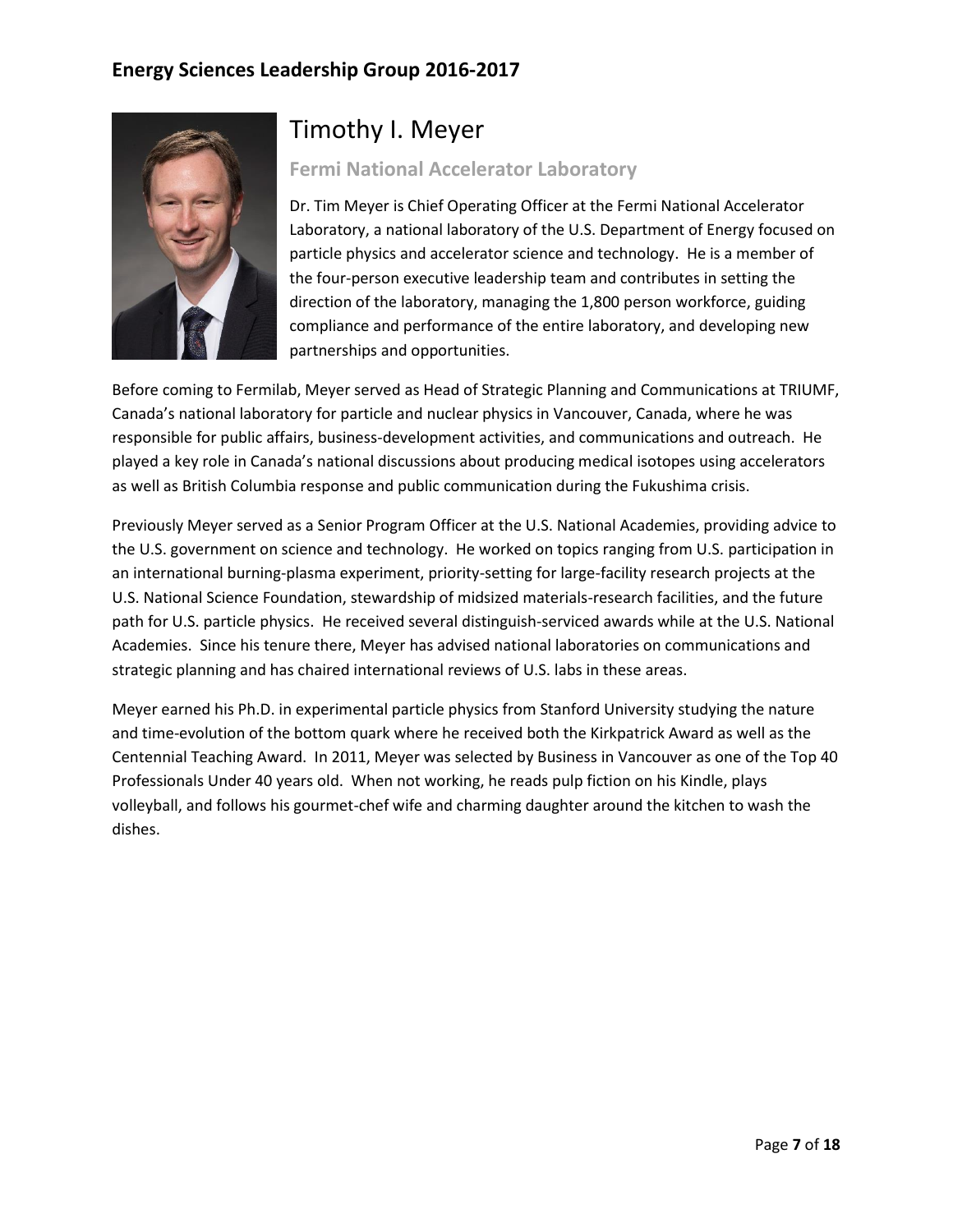# Timothy I. Meyer

### Fermi National Accelerator Laboratory

Dr. Tim Meyer is Chief Operating Officer at the Fermi National Accelerator Laboratory, a national laboratory of the U.S. Department of Energy focused on particle physics and accelerator science and technology. He is a member of the four-person executive leadership team and contributes in setting the direction of the laboratory, managing the 1,800 person workforce, guiding compliance and performance of the entire laboratory, and developing new partnerships and opportunities.

Before coming to Fermilab, Meyer served as Head of Strategic Planning and Communications at TRIUMF, Canada's national laboratory for particle and nuclear physics in Vancouver, Canada, where he was responsible for public affairs, business-development activities, and communications and outreach. He played a key role in Canada's national discussions about producing medical isotopes using accelerators as well as British Columbia response and public communication during the Fukushima crisis.

Previously Meyer served as a Senior Program Officer at the U.S. National Academies, providing advice to the U.S. government on science and technology. He worked on topics ranging from U.S. participation in an international burning-plasma experiment, priority-setting for large-facility research projects at the U.S. National Science Foundation, stewardship of midsized materials-research facilities, and the future path for U.S. particle physics. He received several distinguish-serviced awards while at the U.S. National Academies. Since his tenure there, Meyer has advised national laboratories on communications and strategic planning and has chaired international reviews of U.S. labs in these areas.

Meyer earned his Ph.D. in experimental particle physics from Stanford University studying the nature and time-evolution of the bottom quark where he received both the Kirkpatrick Award as well as the Centennial Teaching Award. In 2011, Meyer was selected by Business in Vancouver as one of the Top 40 Professionals Under 40 years old. When not working, he reads pulp fiction on his Kindle, plays volleyball, and follows his gourmet-chef wife and charming daughter around the kitchen to wash the dishes.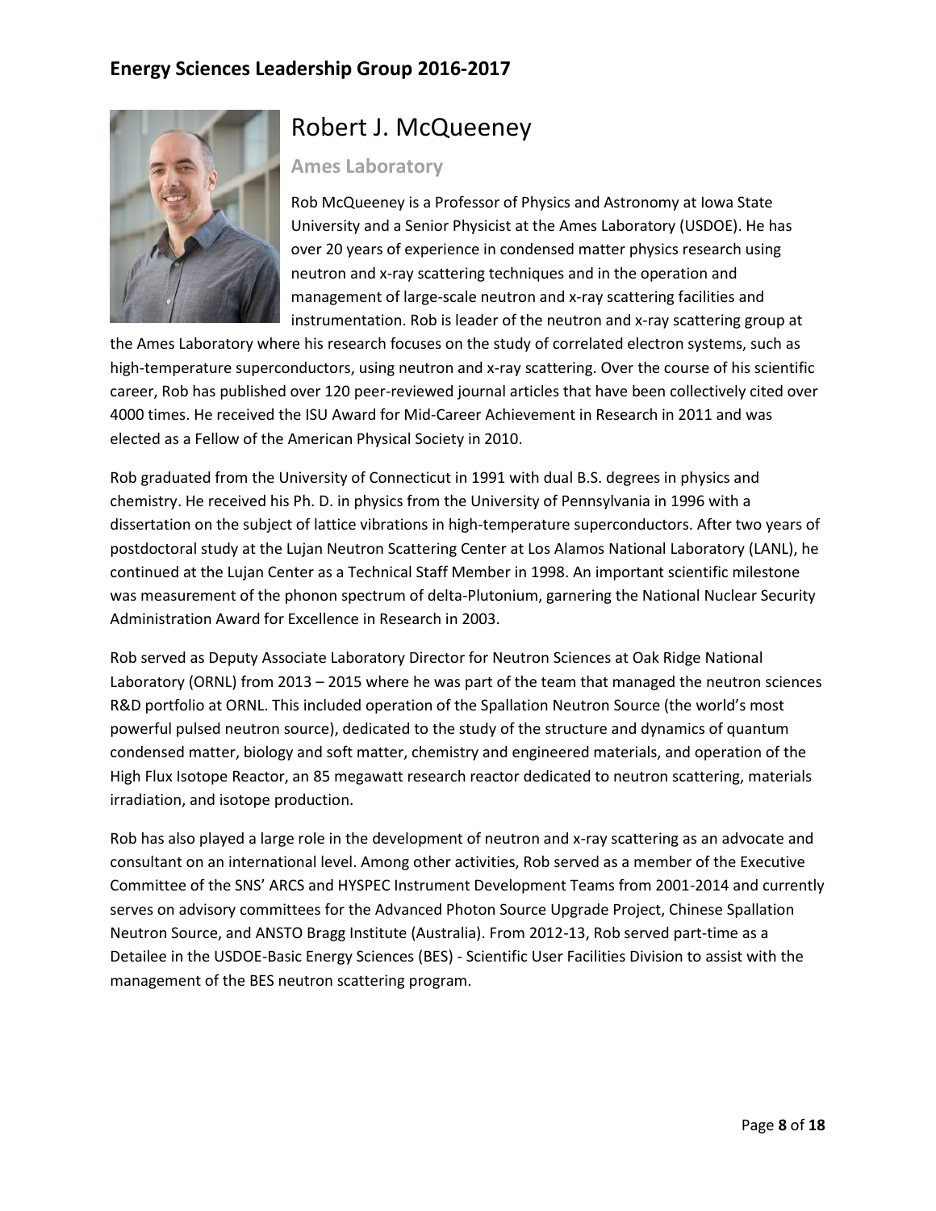# Robert J. McQueeney

### Ames Laboratory

Rob McQueeney is a Professor of Physics and Astronomy at Iowa State University and a Senior Physicist at the Ames Laboratory (USDOE). He has over 20 years of experience in condensed matter physics research using neutron and x-ray scattering techniques and in the operation and management of large-scale neutron and x-ray scattering facilities and instrumentation. Rob is leader of the neutron and x-ray scattering group at the Ames Laboratory where his research focuses on the study of correlated electron systems, such as high-temperature superconductors, using neutron and x-ray scattering. Over the course of his scientific career, Rob has published over 120 peer-reviewed journal articles that have been collectively cited over 4000 times. He received the ISU Award for Mid-Career Achievement in Research in 2011 and was elected as a Fellow of the American Physical Society in 2010.

Rob graduated from the University of Connecticut in 1991 with dual B.S. degrees in physics and chemistry. He received his Ph. D. in physics from the University of Pennsylvania in 1996 with a dissertation on the subject of lattice vibrations in high-temperature superconductors. After two years of postdoctoral study at the Lujan Neutron Scattering Center at Los Alamos National Laboratory (LANL), he continued at the Lujan Center as a Technical Staff Member in 1998. An important scientific milestone was measurement of the phonon spectrum of delta-Plutonium, garnering the National Nuclear Security Administration Award for Excellence in Research in 2003.

Rob served as Deputy Associate Laboratory Director for Neutron Sciences at Oak Ridge National Laboratory (ORNL) from 2013 – 2015 where he was part of the team that managed the neutron sciences R&D portfolio at ORNL. This included operation of the Spallation Neutron Source (the world's most powerful pulsed neutron source), dedicated to the study of the structure and dynamics of quantum condensed matter, biology and soft matter, chemistry and engineered materials, and operation of the High Flux Isotope Reactor, an 85 megawatt research reactor dedicated to neutron scattering, materials irradiation, and isotope production.

Rob has also played a large role in the development of neutron and x-ray scattering as an advocate and consultant on an international level. Among other activities, Rob served as a member of the Executive Committee of the SNS' ARCS and HYSPEC Instrument Development Teams from 2001-2014 and currently serves on advisory committees for the Advanced Photon Source Upgrade Project, Chinese Spallation Neutron Source, and ANSTO Bragg Institute (Australia). From 2012-13, Rob served part-time as a Detailee in the USDOE-Basic Energy Sciences (BES) - Scientific User Facilities Division to assist with the management of the BES neutron scattering program.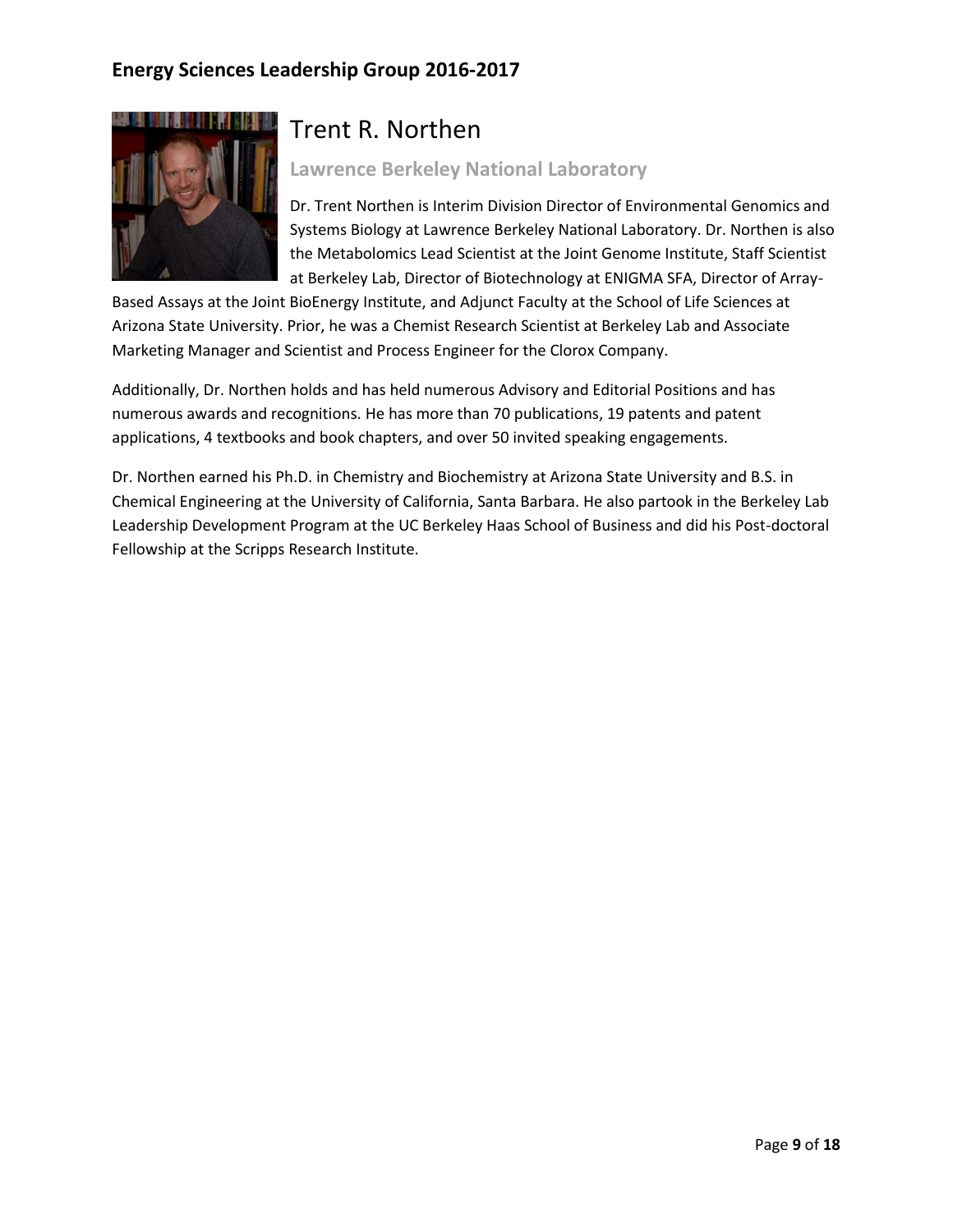## Trent R. Northen

### Lawrence Berkeley National Laboratory

Dr. Trent Northen is Interim Division Director of Environmental Genomics and Systems Biology at Lawrence Berkeley National Laboratory. Dr. Northen is also the Metabolomics Lead Scientist at the Joint Genome Institute, Staff Scientist at Berkeley Lab, Director of Biotechnology at ENIGMA SFA, Director of Array-Based Assays at the Joint BioEnergy Institute, and Adjunct Faculty at the School of Life Sciences at Arizona State University. Prior, he was a Chemist Research Scientist at Berkeley Lab and Associate Marketing Manager and Scientist and Process Engineer for the Clorox Company.

Additionally, Dr. Northen holds and has held numerous Advisory and Editorial Positions and has numerous awards and recognitions. He has more than 70 publications, 19 patents and patent applications, 4 textbooks and book chapters, and over 50 invited speaking engagements.

Dr. Northen earned his Ph.D. in Chemistry and Biochemistry at Arizona State University and B.S. in Chemical Engineering at the University of California, Santa Barbara. He also partook in the Berkeley Lab Leadership Development Program at the UC Berkeley Haas School of Business and did his Post-doctoral Fellowship at the Scripps Research Institute.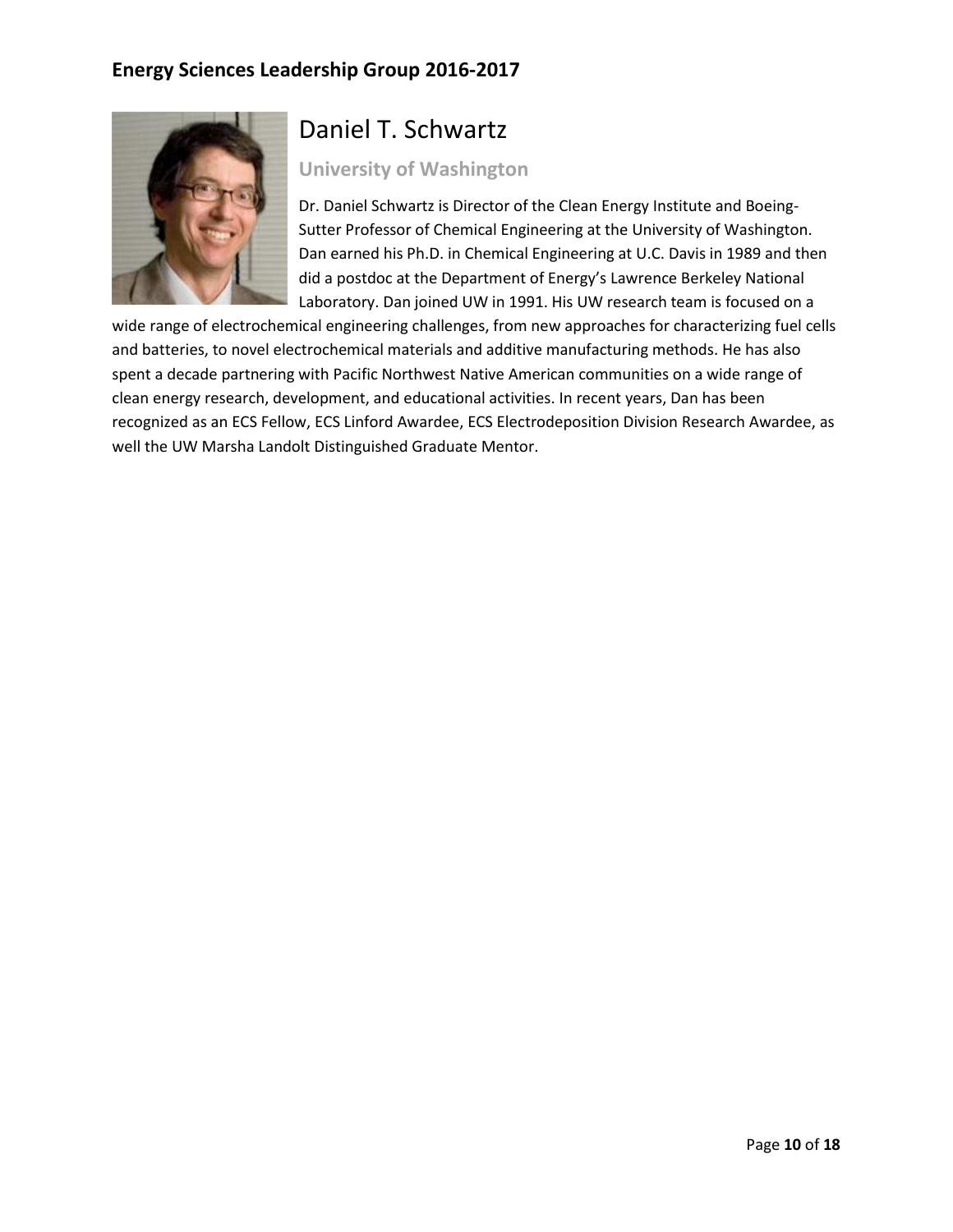# Daniel T. Schwartz

### University of Washington

Dr. Daniel Schwartz is Director of the Clean Energy Institute and Boeing-Sutter Professor of Chemical Engineering at the University of Washington. Dan earned his Ph.D. in Chemical Engineering at U.C. Davis in 1989 and then did a postdoc at the Department of Energy's Lawrence Berkeley National Laboratory. Dan joined UW in 1991. His UW research team is focused on a wide range of electrochemical engineering challenges, from new approaches for characterizing fuel cells and batteries, to novel electrochemical materials and additive manufacturing methods. He has also spent a decade partnering with Pacific Northwest Native American communities on a wide range of clean energy research, development, and educational activities. In recent years, Dan has been recognized as an ECS Fellow, ECS Linford Awardee, ECS Electrodeposition Division Research Awardee, as well the UW Marsha Landolt Distinguished Graduate Mentor.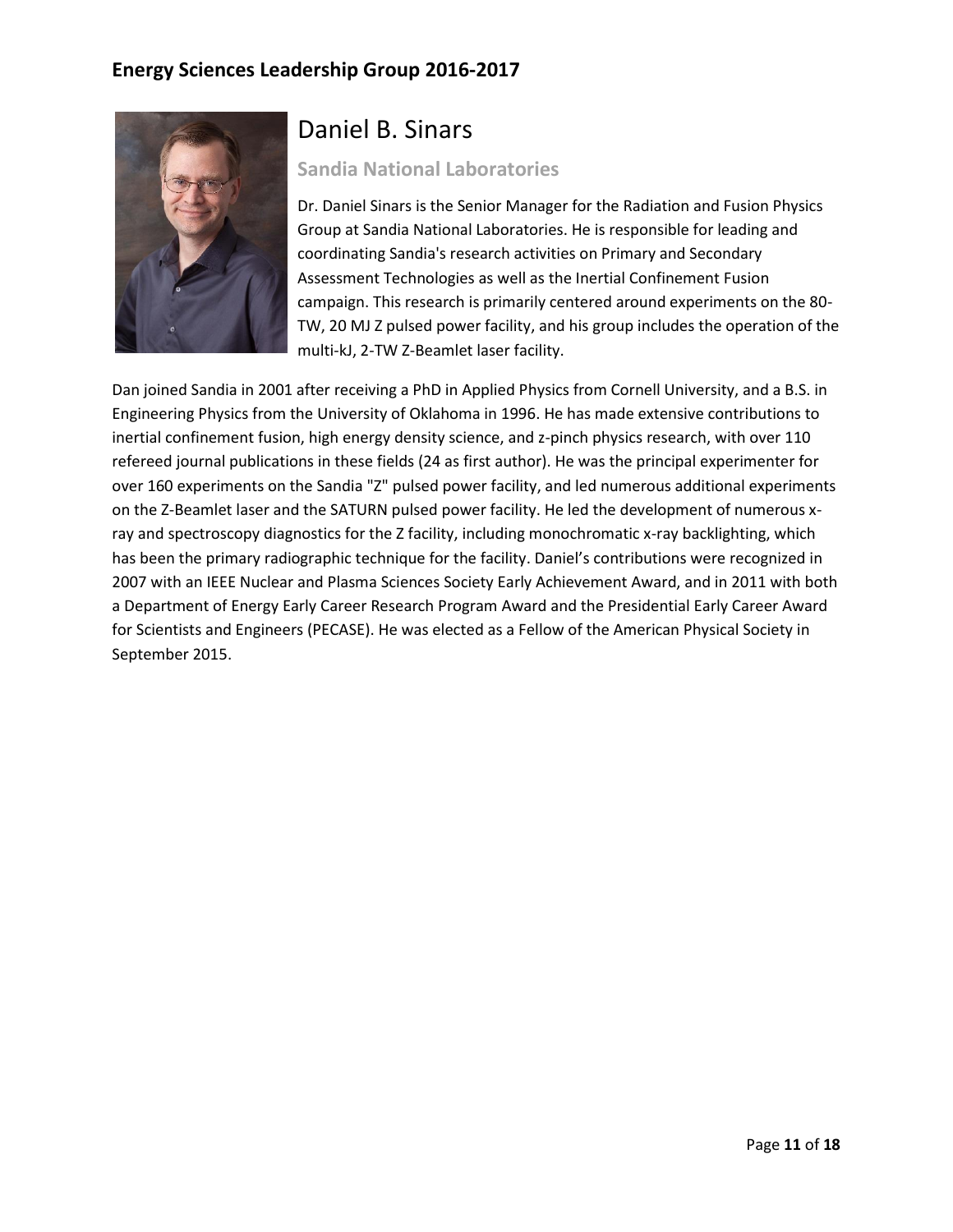# Daniel B. Sinars

## Sandia National Laboratories

Dr. Daniel Sinars is the Senior Manager for the Radiation and Fusion Physics Group at Sandia National Laboratories. He is responsible for leading and coordinating Sandia's research activities on Primary and Secondary Assessment Technologies as well as the Inertial Confinement Fusion campaign. This research is primarily centered around experiments on the 80-TW, 20 MJ Z pulsed power facility, and his group includes the operation of the multi-kJ, 2-TW Z-Beamlet laser facility.

Dan joined Sandia in 2001 after receiving a PhD in Applied Physics from Cornell University, and a B.S. in Engineering Physics from the University of Oklahoma in 1996. He has made extensive contributions to inertial confinement fusion, high energy density science, and z-pinch physics research, with over 110 refereed journal publications in these fields (24 as first author). He was the principal experimenter for over 160 experiments on the Sandia "Z" pulsed power facility, and led numerous additional experiments on the Z-Beamlet laser and the SATURN pulsed power facility. He led the development of numerous x-ray and spectroscopy diagnostics for the Z facility, including monochromatic x-ray backlighting, which has been the primary radiographic technique for the facility. Daniel's contributions were recognized in 2007 with an IEEE Nuclear and Plasma Sciences Society Early Achievement Award, and in 2011 with both a Department of Energy Early Career Research Program Award and the Presidential Early Career Award for Scientists and Engineers (PECASE). He was elected as a Fellow of the American Physical Society in September 2015.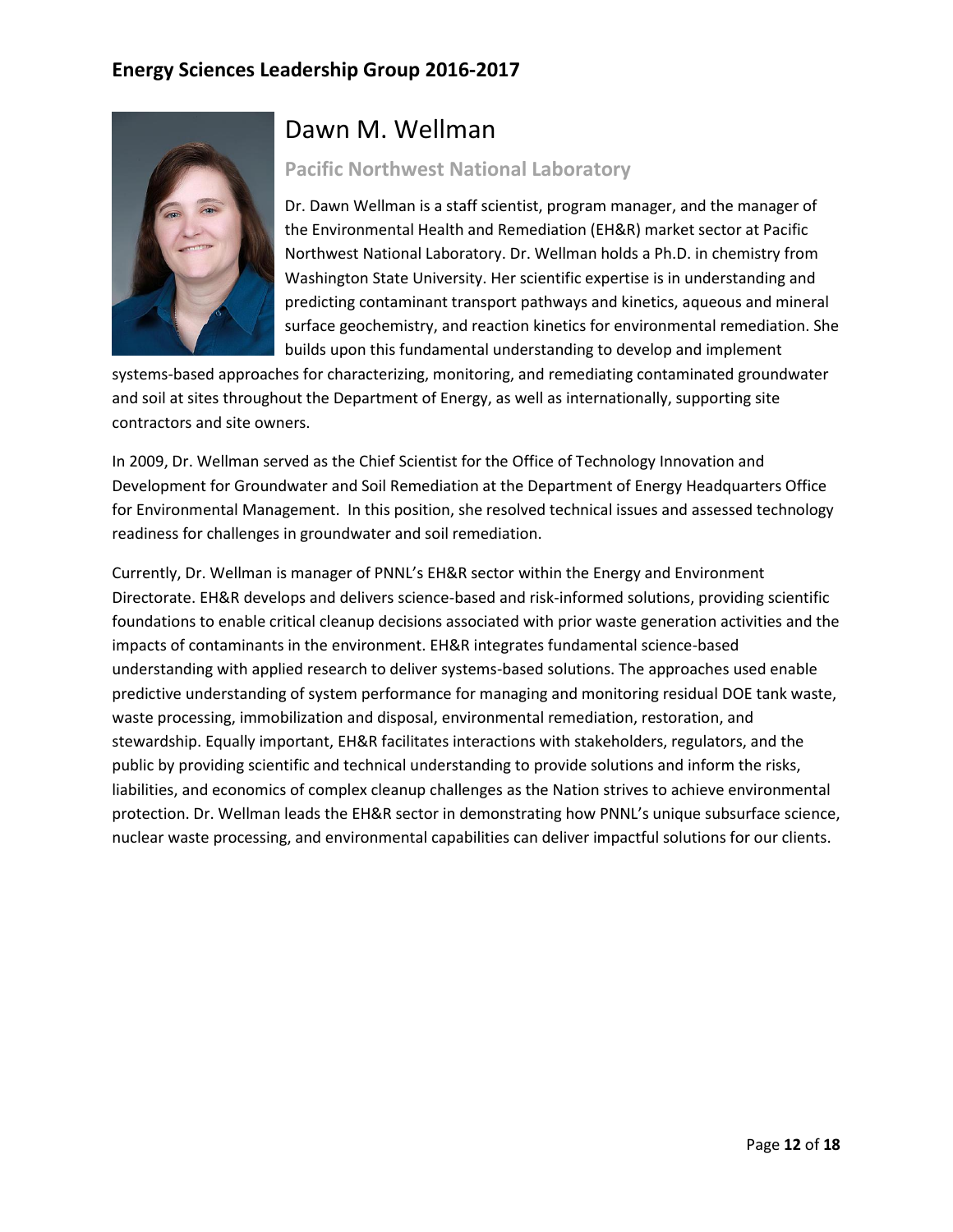## Dawn M. Wellman

### Pacific Northwest National Laboratory

Dr. Dawn Wellman is a staff scientist, program manager, and the manager of the Environmental Health and Remediation (EH&R) market sector at Pacific Northwest National Laboratory. Dr. Wellman holds a Ph.D. in chemistry from Washington State University. Her scientific expertise is in understanding and predicting contaminant transport pathways and kinetics, aqueous and mineral surface geochemistry, and reaction kinetics for environmental remediation. She builds upon this fundamental understanding to develop and implement systems-based approaches for characterizing, monitoring, and remediating contaminated groundwater and soil at sites throughout the Department of Energy, as well as internationally, supporting site contractors and site owners.

In 2009, Dr. Wellman served as the Chief Scientist for the Office of Technology Innovation and Development for Groundwater and Soil Remediation at the Department of Energy Headquarters Office for Environmental Management. In this position, she resolved technical issues and assessed technology readiness for challenges in groundwater and soil remediation.

Currently, Dr. Wellman is manager of PNNL's EH&R sector within the Energy and Environment Directorate. EH&R develops and delivers science-based and risk-informed solutions, providing scientific foundations to enable critical cleanup decisions associated with prior waste generation activities and the impacts of contaminants in the environment. EH&R integrates fundamental science-based understanding with applied research to deliver systems-based solutions. The approaches used enable predictive understanding of system performance for managing and monitoring residual DOE tank waste, waste processing, immobilization and disposal, environmental remediation, restoration, and stewardship. Equally important, EH&R facilitates interactions with stakeholders, regulators, and the public by providing scientific and technical understanding to provide solutions and inform the risks, liabilities, and economics of complex cleanup challenges as the Nation strives to achieve environmental protection. Dr. Wellman leads the EH&R sector in demonstrating how PNNL's unique subsurface science, nuclear waste processing, and environmental capabilities can deliver impactful solutions for our clients.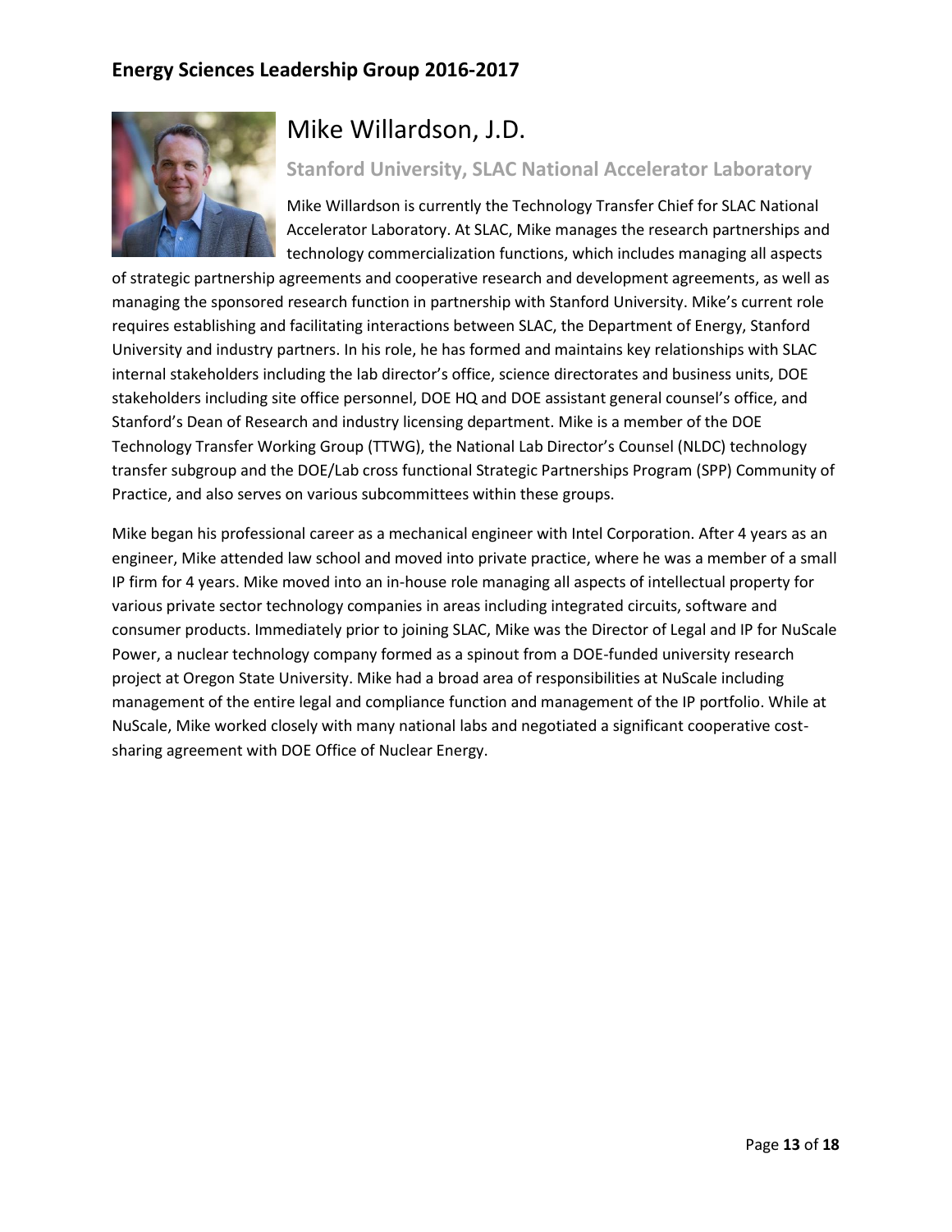# Mike Willardson, J.D.

## Stanford University, SLAC National Accelerator Laboratory

Mike Willardson is currently the Technology Transfer Chief for SLAC National Accelerator Laboratory. At SLAC, Mike manages the research partnerships and technology commercialization functions, which includes managing all aspects of strategic partnership agreements and cooperative research and development agreements, as well as managing the sponsored research function in partnership with Stanford University. Mike's current role requires establishing and facilitating interactions between SLAC, the Department of Energy, Stanford University and industry partners. In his role, he has formed and maintains key relationships with SLAC internal stakeholders including the lab director's office, science directorates and business units, DOE stakeholders including site office personnel, DOE HQ and DOE assistant general counsel's office, and Stanford's Dean of Research and industry licensing department. Mike is a member of the DOE Technology Transfer Working Group (TTWG), the National Lab Director's Counsel (NLDC) technology transfer subgroup and the DOE/Lab cross functional Strategic Partnerships Program (SPP) Community of Practice, and also serves on various subcommittees within these groups.

Mike began his professional career as a mechanical engineer with Intel Corporation. After 4 years as an engineer, Mike attended law school and moved into private practice, where he was a member of a small IP firm for 4 years. Mike moved into an in-house role managing all aspects of intellectual property for various private sector technology companies in areas including integrated circuits, software and consumer products. Immediately prior to joining SLAC, Mike was the Director of Legal and IP for NuScale Power, a nuclear technology company formed as a spinout from a DOE-funded university research project at Oregon State University. Mike had a broad area of responsibilities at NuScale including management of the entire legal and compliance function and management of the IP portfolio. While at NuScale, Mike worked closely with many national labs and negotiated a significant cooperative cost-sharing agreement with DOE Office of Nuclear Energy.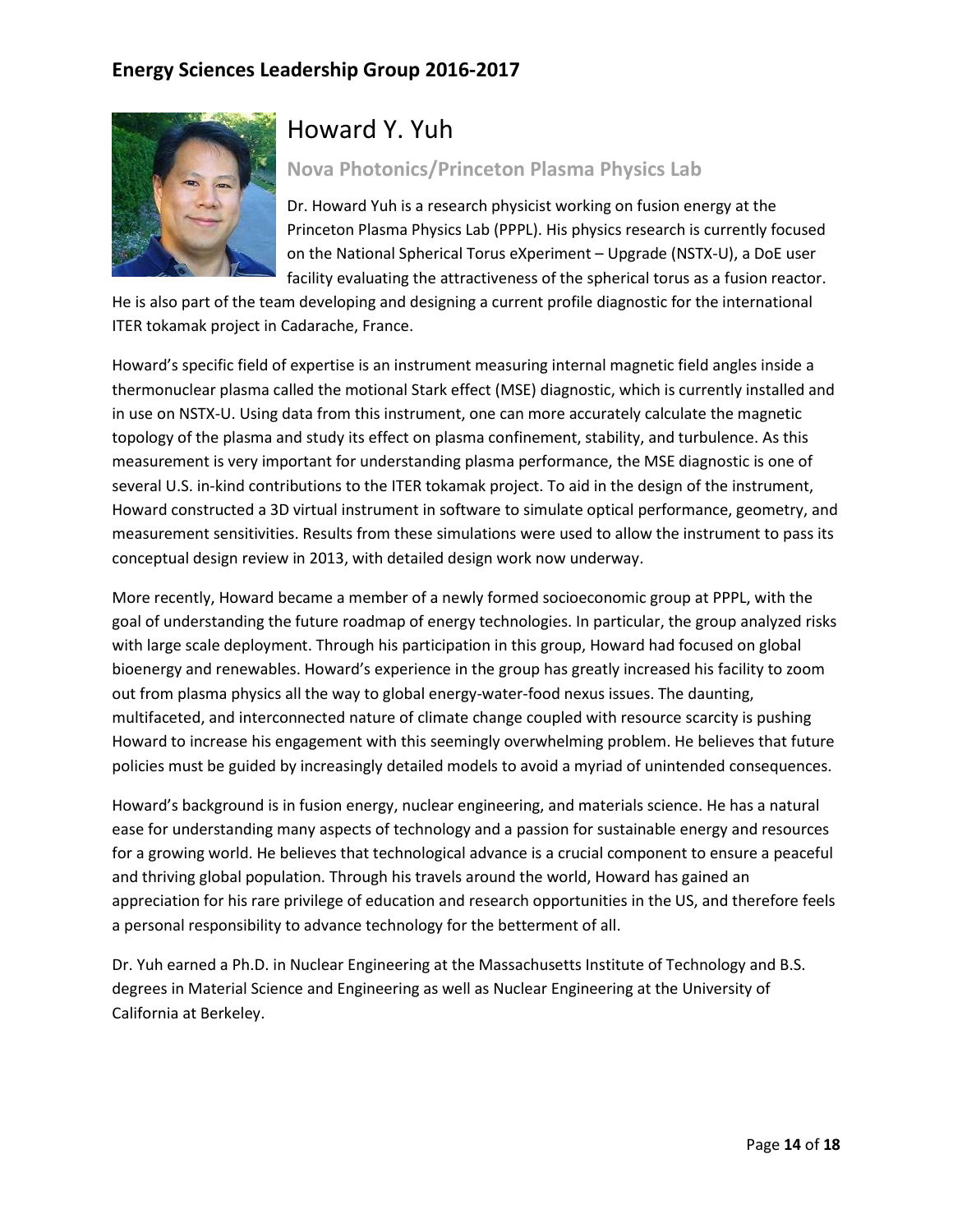# Energy Sciences Leadership Group 2016-2017

## Howard Y. Yuh

### Nova Photonics/Princeton Plasma Physics Lab

Dr. Howard Yuh is a research physicist working on fusion energy at the Princeton Plasma Physics Lab (PPPL). His physics research is currently focused on the National Spherical Torus eXperiment – Upgrade (NSTX-U), a DoE user facility evaluating the attractiveness of the spherical torus as a fusion reactor. He is also part of the team developing and designing a current profile diagnostic for the international ITER tokamak project in Cadarache, France.

Howard's specific field of expertise is an instrument measuring internal magnetic field angles inside a thermonuclear plasma called the motional Stark effect (MSE) diagnostic, which is currently installed and in use on NSTX-U. Using data from this instrument, one can more accurately calculate the magnetic topology of the plasma and study its effect on plasma confinement, stability, and turbulence. As this measurement is very important for understanding plasma performance, the MSE diagnostic is one of several U.S. in-kind contributions to the ITER tokamak project. To aid in the design of the instrument, Howard constructed a 3D virtual instrument in software to simulate optical performance, geometry, and measurement sensitivities. Results from these simulations were used to allow the instrument to pass its conceptual design review in 2013, with detailed design work now underway.

More recently, Howard became a member of a newly formed socioeconomic group at PPPL, with the goal of understanding the future roadmap of energy technologies. In particular, the group analyzed risks with large scale deployment. Through his participation in this group, Howard had focused on global bioenergy and renewables. Howard's experience in the group has greatly increased his facility to zoom out from plasma physics all the way to global energy-water-food nexus issues. The daunting, multifaceted, and interconnected nature of climate change coupled with resource scarcity is pushing Howard to increase his engagement with this seemingly overwhelming problem. He believes that future policies must be guided by increasingly detailed models to avoid a myriad of unintended consequences.

Howard's background is in fusion energy, nuclear engineering, and materials science. He has a natural ease for understanding many aspects of technology and a passion for sustainable energy and resources for a growing world. He believes that technological advance is a crucial component to ensure a peaceful and thriving global population. Through his travels around the world, Howard has gained an appreciation for his rare privilege of education and research opportunities in the US, and therefore feels a personal responsibility to advance technology for the betterment of all.

Dr. Yuh earned a Ph.D. in Nuclear Engineering at the Massachusetts Institute of Technology and B.S. degrees in Material Science and Engineering as well as Nuclear Engineering at the University of California at Berkeley.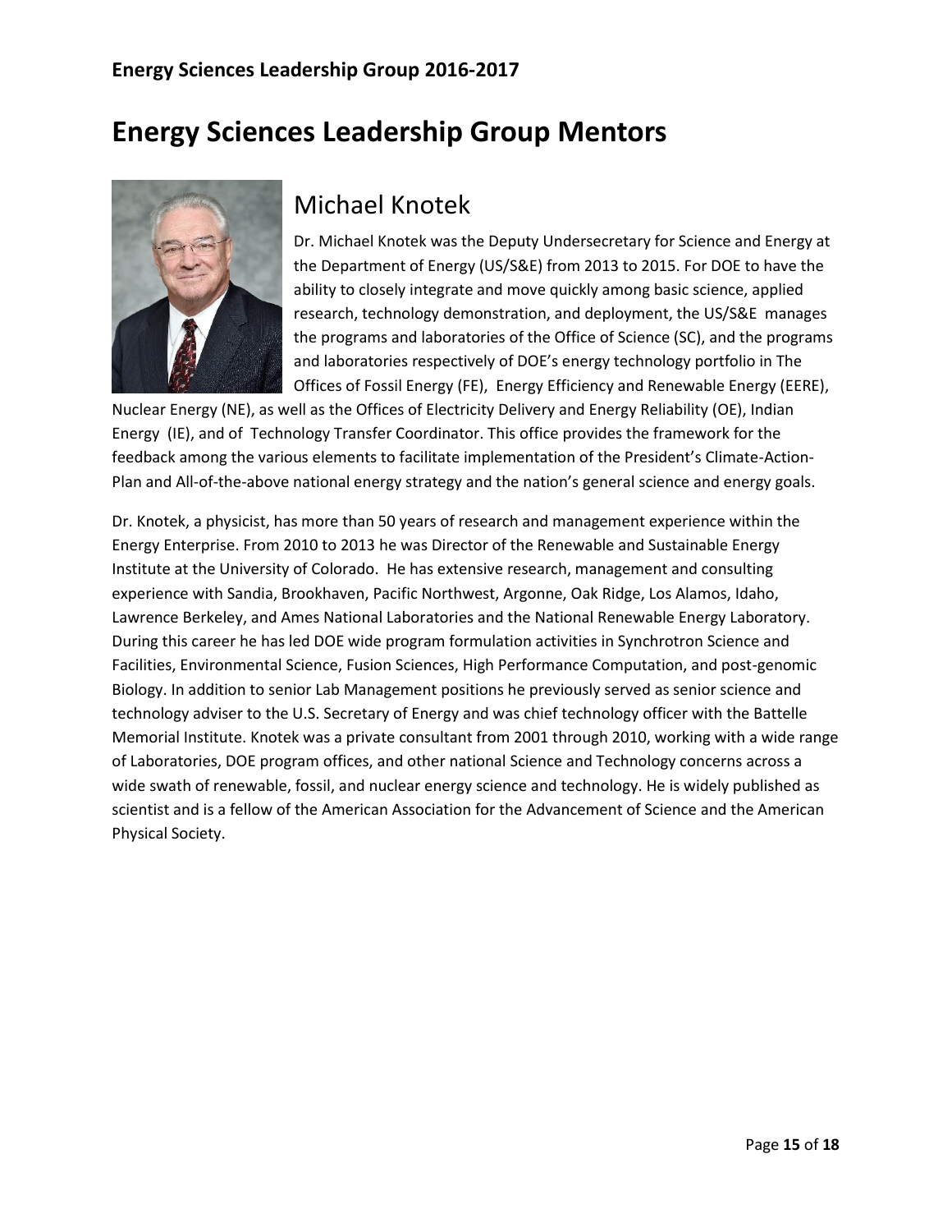# Energy Sciences Leadership Group Mentors

## Michael Knotek

Dr. Michael Knotek was the Deputy Undersecretary for Science and Energy at the Department of Energy (US/S&E) from 2013 to 2015. For DOE to have the ability to closely integrate and move quickly among basic science, applied research, technology demonstration, and deployment, the US/S&E manages the programs and laboratories of the Office of Science (SC), and the programs and laboratories respectively of DOE's energy technology portfolio in The Offices of Fossil Energy (FE), Energy Efficiency and Renewable Energy (EERE), Nuclear Energy (NE), as well as the Offices of Electricity Delivery and Energy Reliability (OE), Indian Energy (IE), and of Technology Transfer Coordinator. This office provides the framework for the feedback among the various elements to facilitate implementation of the President's Climate-Action-Plan and All-of-the-above national energy strategy and the nation's general science and energy goals.

Dr. Knotek, a physicist, has more than 50 years of research and management experience within the Energy Enterprise. From 2010 to 2013 he was Director of the Renewable and Sustainable Energy Institute at the University of Colorado. He has extensive research, management and consulting experience with Sandia, Brookhaven, Pacific Northwest, Argonne, Oak Ridge, Los Alamos, Idaho, Lawrence Berkeley, and Ames National Laboratories and the National Renewable Energy Laboratory. During this career he has led DOE wide program formulation activities in Synchrotron Science and Facilities, Environmental Science, Fusion Sciences, High Performance Computation, and post-genomic Biology. In addition to senior Lab Management positions he previously served as senior science and technology adviser to the U.S. Secretary of Energy and was chief technology officer with the Battelle Memorial Institute. Knotek was a private consultant from 2001 through 2010, working with a wide range of Laboratories, DOE program offices, and other national Science and Technology concerns across a wide swath of renewable, fossil, and nuclear energy science and technology. He is widely published as scientist and is a fellow of the American Association for the Advancement of Science and the American Physical Society.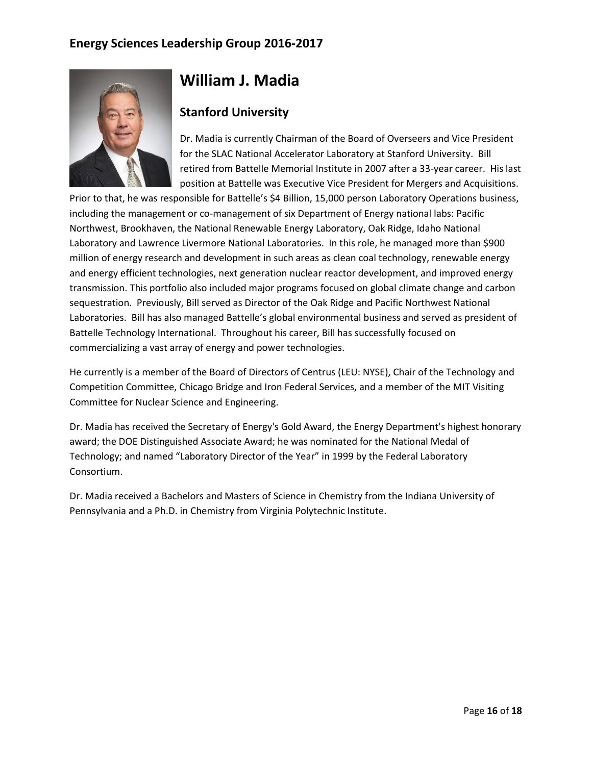## Energy Sciences Leadership Group 2016-2017

# William J. Madia

### Stanford University

Dr. Madia is currently Chairman of the Board of Overseers and Vice President for the SLAC National Accelerator Laboratory at Stanford University. Bill retired from Battelle Memorial Institute in 2007 after a 33-year career. His last position at Battelle was Executive Vice President for Mergers and Acquisitions. Prior to that, he was responsible for Battelle's $4 Billion, 15,000 person Laboratory Operations business, including the management or co-management of six Department of Energy national labs: Pacific Northwest, Brookhaven, the National Renewable Energy Laboratory, Oak Ridge, Idaho National Laboratory and Lawrence Livermore National Laboratories. In this role, he managed more than $900 million of energy research and development in such areas as clean coal technology, renewable energy and energy efficient technologies, next generation nuclear reactor development, and improved energy transmission. This portfolio also included major programs focused on global climate change and carbon sequestration. Previously, Bill served as Director of the Oak Ridge and Pacific Northwest National Laboratories. Bill has also managed Battelle's global environmental business and served as president of Battelle Technology International. Throughout his career, Bill has successfully focused on commercializing a vast array of energy and power technologies.

He currently is a member of the Board of Directors of Centrus (LEU: NYSE), Chair of the Technology and Competition Committee, Chicago Bridge and Iron Federal Services, and a member of the MIT Visiting Committee for Nuclear Science and Engineering.

Dr. Madia has received the Secretary of Energy's Gold Award, the Energy Department's highest honorary award; the DOE Distinguished Associate Award; he was nominated for the National Medal of Technology; and named "Laboratory Director of the Year" in 1999 by the Federal Laboratory Consortium.

Dr. Madia received a Bachelors and Masters of Science in Chemistry from the Indiana University of Pennsylvania and a Ph.D. in Chemistry from Virginia Polytechnic Institute.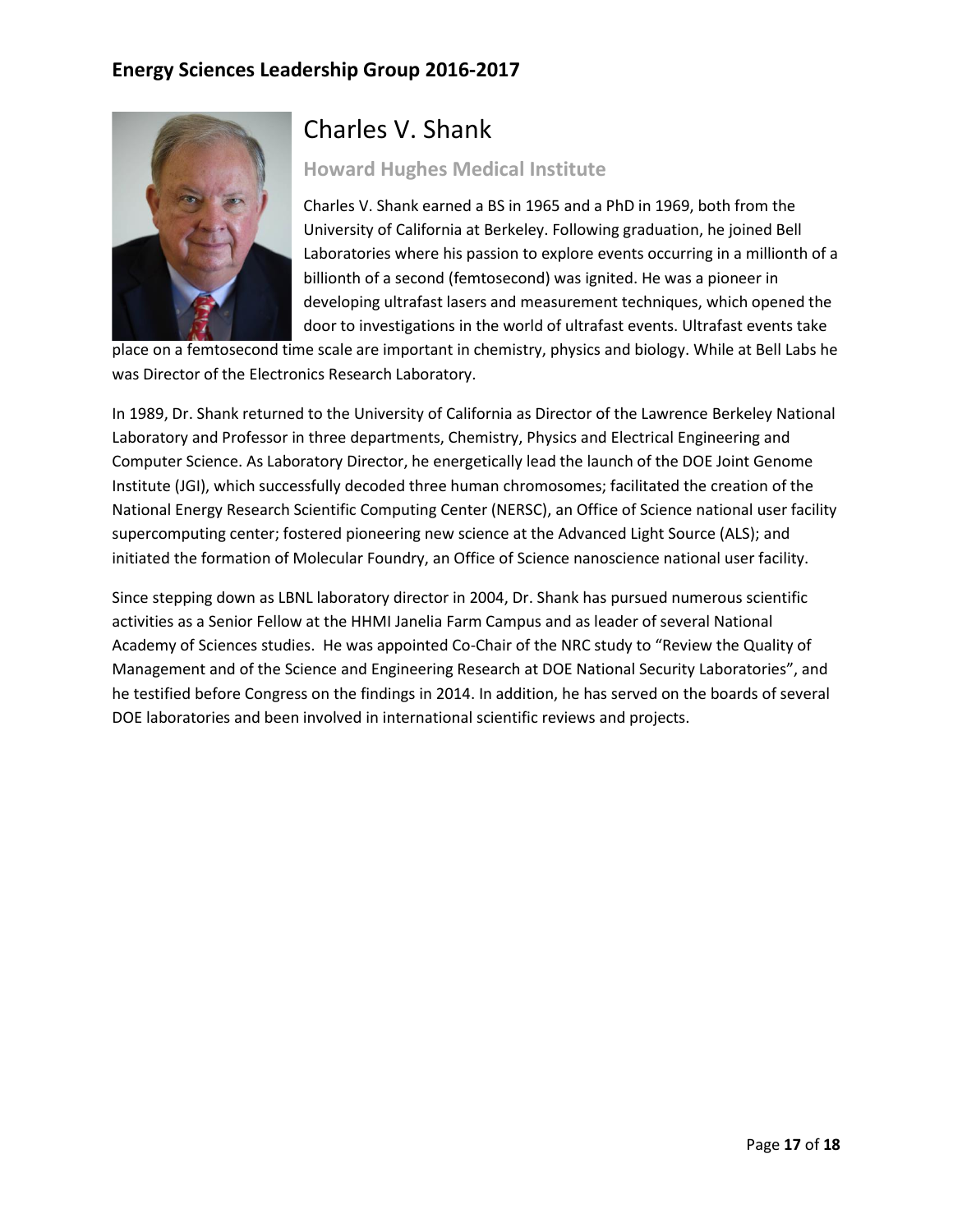# Charles V. Shank

### Howard Hughes Medical Institute

Charles V. Shank earned a BS in 1965 and a PhD in 1969, both from the University of California at Berkeley. Following graduation, he joined Bell Laboratories where his passion to explore events occurring in a millionth of a billionth of a second (femtosecond) was ignited. He was a pioneer in developing ultrafast lasers and measurement techniques, which opened the door to investigations in the world of ultrafast events. Ultrafast events take place on a femtosecond time scale are important in chemistry, physics and biology. While at Bell Labs he was Director of the Electronics Research Laboratory.

In 1989, Dr. Shank returned to the University of California as Director of the Lawrence Berkeley National Laboratory and Professor in three departments, Chemistry, Physics and Electrical Engineering and Computer Science. As Laboratory Director, he energetically lead the launch of the DOE Joint Genome Institute (JGI), which successfully decoded three human chromosomes; facilitated the creation of the National Energy Research Scientific Computing Center (NERSC), an Office of Science national user facility supercomputing center; fostered pioneering new science at the Advanced Light Source (ALS); and initiated the formation of Molecular Foundry, an Office of Science nanoscience national user facility.

Since stepping down as LBNL laboratory director in 2004, Dr. Shank has pursued numerous scientific activities as a Senior Fellow at the HHMI Janelia Farm Campus and as leader of several National Academy of Sciences studies. He was appointed Co-Chair of the NRC study to "Review the Quality of Management and of the Science and Engineering Research at DOE National Security Laboratories", and he testified before Congress on the findings in 2014. In addition, he has served on the boards of several DOE laboratories and been involved in international scientific reviews and projects.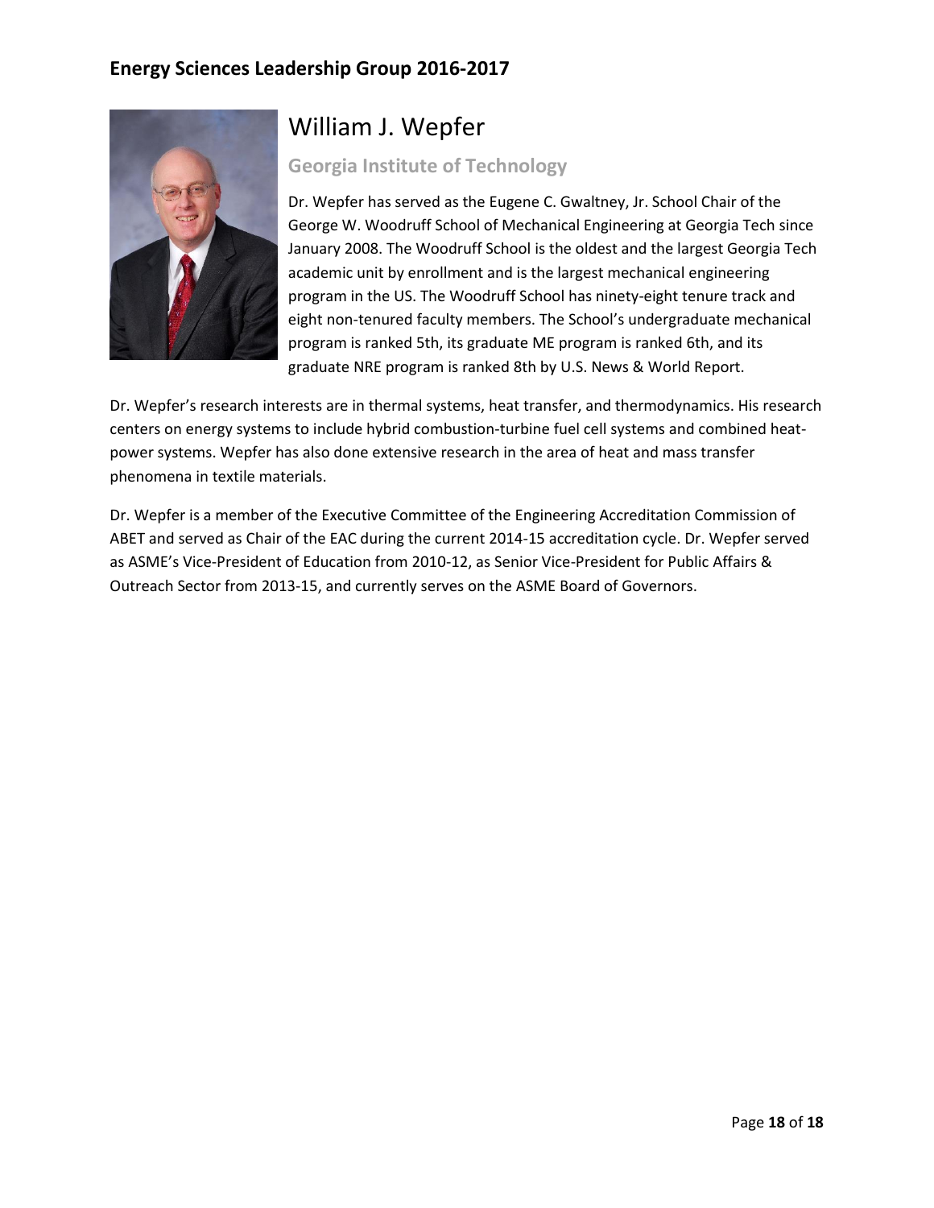# William J. Wepfer

### Georgia Institute of Technology

Dr. Wepfer has served as the Eugene C. Gwaltney, Jr. School Chair of the George W. Woodruff School of Mechanical Engineering at Georgia Tech since January 2008. The Woodruff School is the oldest and the largest Georgia Tech academic unit by enrollment and is the largest mechanical engineering program in the US. The Woodruff School has ninety-eight tenure track and eight non-tenured faculty members. The School's undergraduate mechanical program is ranked 5th, its graduate ME program is ranked 6th, and its graduate NRE program is ranked 8th by U.S. News & World Report.

Dr. Wepfer's research interests are in thermal systems, heat transfer, and thermodynamics. His research centers on energy systems to include hybrid combustion-turbine fuel cell systems and combined heat-power systems. Wepfer has also done extensive research in the area of heat and mass transfer phenomena in textile materials.

Dr. Wepfer is a member of the Executive Committee of the Engineering Accreditation Commission of ABET and served as Chair of the EAC during the current 2014-15 accreditation cycle. Dr. Wepfer served as ASME's Vice-President of Education from 2010-12, as Senior Vice-President for Public Affairs & Outreach Sector from 2013-15, and currently serves on the ASME Board of Governors.